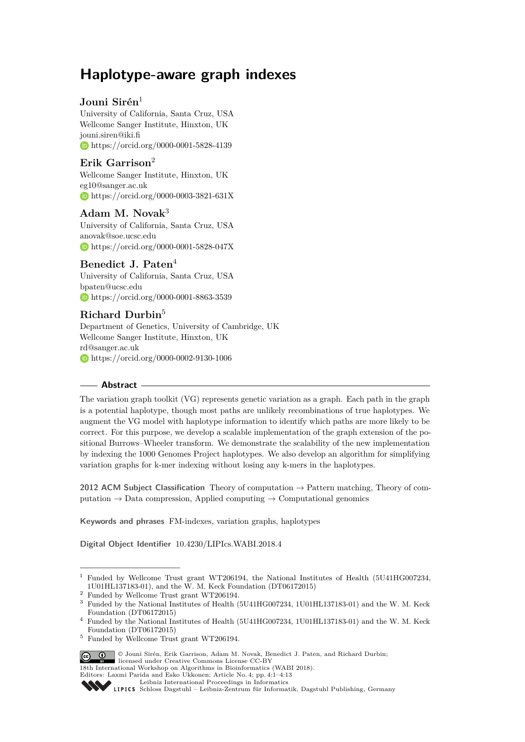# Haplotype-aware graph indexes

**Jouni Sirén**[1]
University of California, Santa Cruz, USA
Wellcome Sanger Institute, Hinxton, UK
jouni.siren@iki.fi
https://orcid.org/0000-0001-5828-4139

**Erik Garrison**[2]
Wellcome Sanger Institute, Hinxton, UK
eg10@sanger.ac.uk
https://orcid.org/0000-0003-3821-631X

**Adam M. Novak**[3]
University of California, Santa Cruz, USA
anovak@soe.ucsc.edu
https://orcid.org/0000-0001-5828-047X

**Benedict J. Paten**[4]
University of California, Santa Cruz, USA
bpaten@ucsc.edu
https://orcid.org/0000-0001-8863-3539

**Richard Durbin**[5]
Department of Genetics, University of Cambridge, UK
Wellcome Sanger Institute, Hinxton, UK
rd@sanger.ac.uk
https://orcid.org/0000-0002-9130-1006

## Abstract

The variation graph toolkit (VG) represents genetic variation as a graph. Each path in the graph is a potential haplotype, though most paths are unlikely recombinations of true haplotypes. We augment the VG model with haplotype information to identify which paths are more likely to be correct. For this purpose, we develop a scalable implementation of the graph extension of the positional Burrows–Wheeler transform. We demonstrate the scalability of the new implementation by indexing the 1000 Genomes Project haplotypes. We also develop an algorithm for simplifying variation graphs for k-mer indexing without losing any k-mers in the haplotypes.

**2012 ACM Subject Classification** Theory of computation → Pattern matching, Theory of computation → Data compression, Applied computing → Computational genomics

**Keywords and phrases** FM-indexes, variation graphs, haplotypes

**Digital Object Identifier** 10.4230/LIPIcs.WABI.2018.4

---

[1] Funded by Wellcome Trust grant WT206194, the National Institutes of Health (5U41HG007234, 1U01HL137183-01), and the W. M. Keck Foundation (DT06172015)
[2] Funded by Wellcome Trust grant WT206194.
[3] Funded by the National Institutes of Health (5U41HG007234, 1U01HL137183-01) and the W. M. Keck Foundation (DT06172015)
[4] Funded by the National Institutes of Health (5U41HG007234, 1U01HL137183-01) and the W. M. Keck Foundation (DT06172015)
[5] Funded by Wellcome Trust grant WT206194.

© Jouni Sirén, Erik Garrison, Adam M. Novak, Benedict J. Paten, and Richard Durbin; licensed under Creative Commons License CC-BY
18th International Workshop on Algorithms in Bioinformatics (WABI 2018).
Editors: Laxmi Parida and Esko Ukkonen; Article No. 4; pp. 4:1–4:13
Leibniz International Proceedings in Informatics
Schloss Dagstuhl – Leibniz-Zentrum für Informatik, Dagstuhl Publishing, Germany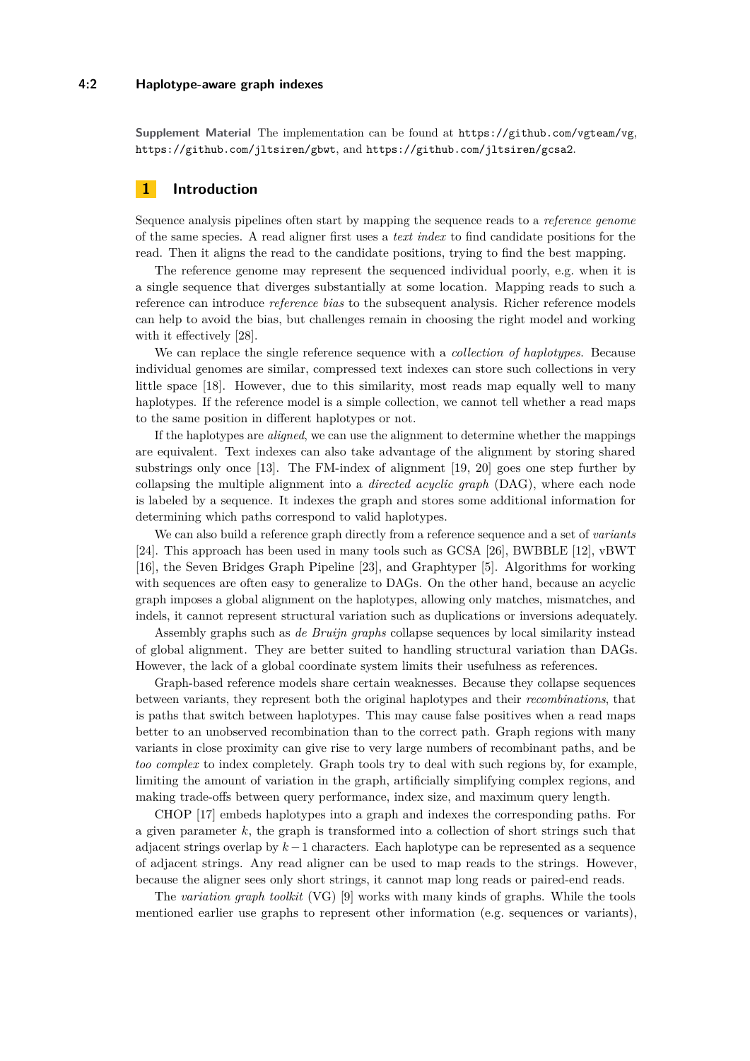**Supplement Material** The implementation can be found at https://github.com/vgteam/vg, https://github.com/jltsiren/gbwt, and https://github.com/jltsiren/gcsa2.

## 1 Introduction

Sequence analysis pipelines often start by mapping the sequence reads to a *reference genome* of the same species. A read aligner first uses a *text index* to find candidate positions for the read. Then it aligns the read to the candidate positions, trying to find the best mapping.

The reference genome may represent the sequenced individual poorly, e.g. when it is a single sequence that diverges substantially at some location. Mapping reads to such a reference can introduce *reference bias* to the subsequent analysis. Richer reference models can help to avoid the bias, but challenges remain in choosing the right model and working with it effectively [28].

We can replace the single reference sequence with a *collection of haplotypes*. Because individual genomes are similar, compressed text indexes can store such collections in very little space [18]. However, due to this similarity, most reads map equally well to many haplotypes. If the reference model is a simple collection, we cannot tell whether a read maps to the same position in different haplotypes or not.

If the haplotypes are *aligned*, we can use the alignment to determine whether the mappings are equivalent. Text indexes can also take advantage of the alignment by storing shared substrings only once [13]. The FM-index of alignment [19, 20] goes one step further by collapsing the multiple alignment into a *directed acyclic graph* (DAG), where each node is labeled by a sequence. It indexes the graph and stores some additional information for determining which paths correspond to valid haplotypes.

We can also build a reference graph directly from a reference sequence and a set of *variants* [24]. This approach has been used in many tools such as GCSA [26], BWBBLE [12], vBWT [16], the Seven Bridges Graph Pipeline [23], and Graphtyper [5]. Algorithms for working with sequences are often easy to generalize to DAGs. On the other hand, because an acyclic graph imposes a global alignment on the haplotypes, allowing only matches, mismatches, and indels, it cannot represent structural variation such as duplications or inversions adequately.

Assembly graphs such as *de Bruijn graphs* collapse sequences by local similarity instead of global alignment. They are better suited to handling structural variation than DAGs. However, the lack of a global coordinate system limits their usefulness as references.

Graph-based reference models share certain weaknesses. Because they collapse sequences between variants, they represent both the original haplotypes and their *recombinations*, that is paths that switch between haplotypes. This may cause false positives when a read maps better to an unobserved recombination than to the correct path. Graph regions with many variants in close proximity can give rise to very large numbers of recombinant paths, and be *too complex* to index completely. Graph tools try to deal with such regions by, for example, limiting the amount of variation in the graph, artificially simplifying complex regions, and making trade-offs between query performance, index size, and maximum query length.

CHOP [17] embeds haplotypes into a graph and indexes the corresponding paths. For a given parameter $k$, the graph is transformed into a collection of short strings such that adjacent strings overlap by $k-1$ characters. Each haplotype can be represented as a sequence of adjacent strings. Any read aligner can be used to map reads to the strings. However, because the aligner sees only short strings, it cannot map long reads or paired-end reads.

The *variation graph toolkit* (VG) [9] works with many kinds of graphs. While the tools mentioned earlier use graphs to represent other information (e.g. sequences or variants),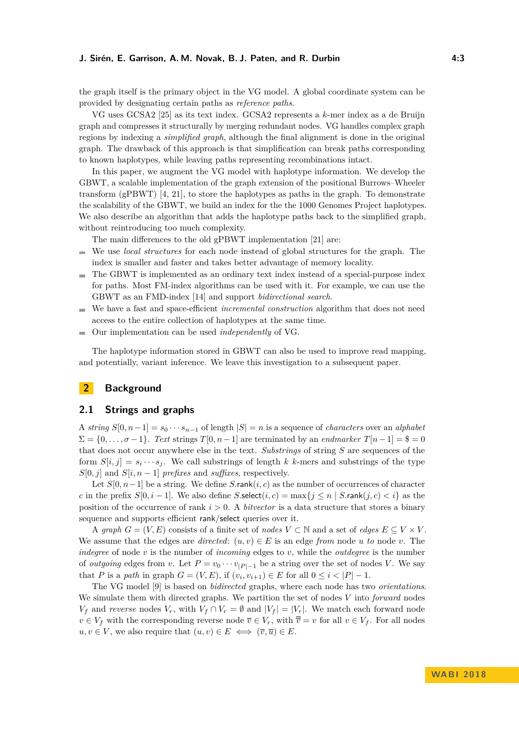the graph itself is the primary object in the VG model. A global coordinate system can be provided by designating certain paths as *reference paths*.

VG uses GCSA2 [25] as its text index. GCSA2 represents a $k$-mer index as a de Bruijn graph and compresses it structurally by merging redundant nodes. VG handles complex graph regions by indexing a *simplified graph*, although the final alignment is done in the original graph. The drawback of this approach is that simplification can break paths corresponding to known haplotypes, while leaving paths representing recombinations intact.

In this paper, we augment the VG model with haplotype information. We develop the GBWT, a scalable implementation of the graph extension of the positional Burrows–Wheeler transform (gPBWT) [4, 21], to store the haplotypes as paths in the graph. To demonstrate the scalability of the GBWT, we build an index for the the 1000 Genomes Project haplotypes. We also describe an algorithm that adds the haplotype paths back to the simplified graph, without reintroducing too much complexity.

The main differences to the old gPBWT implementation [21] are:

- We use *local structures* for each node instead of global structures for the graph. The index is smaller and faster and takes better advantage of memory locality.
- The GBWT is implemented as an ordinary text index instead of a special-purpose index for paths. Most FM-index algorithms can be used with it. For example, we can use the GBWT as an FMD-index [14] and support *bidirectional search*.
- We have a fast and space-efficient *incremental construction* algorithm that does not need access to the entire collection of haplotypes at the same time.
- Our implementation can be used *independently* of VG.

The haplotype information stored in GBWT can also be used to improve read mapping, and potentially, variant inference. We leave this investigation to a subsequent paper.

## 2 Background

### 2.1 Strings and graphs

A *string* $S[0, n-1] = s_0 \cdots s_{n-1}$ of length $|S| = n$ is a sequence of *characters* over an *alphabet* $\Sigma = \{0, \ldots, \sigma-1\}$. *Text* strings $T[0, n-1]$ are terminated by an *endmarker* $T[n-1] = \$ = 0$ that does not occur anywhere else in the text. *Substrings* of string $S$ are sequences of the form $S[i, j] = s_i \cdots s_j$. We call substrings of length $k$ $k$-mers and substrings of the type $S[0, j]$ and $S[i, n-1]$ *prefixes* and *suffixes*, respectively.

Let $S[0, n-1]$ be a string. We define $S.\mathsf{rank}(i, c)$ as the number of occurrences of character $c$ in the prefix $S[0, i-1]$. We also define $S.\mathsf{select}(i, c) = \max\{j \leq n \mid S.\mathsf{rank}(j, c) < i\}$ as the position of the occurrence of rank $i > 0$. A *bitvector* is a data structure that stores a binary sequence and supports efficient $\mathsf{rank}/\mathsf{select}$ queries over it.

A *graph* $G = (V, E)$ consists of a finite set of *nodes* $V \subset \mathbb{N}$ and a set of *edges* $E \subseteq V \times V$. We assume that the edges are *directed*: $(u, v) \in E$ is an edge *from* node $u$ *to* node $v$. The *indegree* of node $v$ is the number of *incoming* edges to $v$, while the *outdegree* is the number of *outgoing* edges from $v$. Let $P = v_0 \cdots v_{|P|-1}$ be a string over the set of nodes $V$. We say that $P$ is a *path* in graph $G = (V, E)$, if $(v_i, v_{i+1}) \in E$ for all $0 \leq i < |P| - 1$.

The VG model [9] is based on *bidirected* graphs, where each node has two *orientations*. We simulate them with directed graphs. We partition the set of nodes $V$ into *forward* nodes $V_f$ and *reverse* nodes $V_r$, with $V_f \cap V_r = \emptyset$ and $|V_f| = |V_r|$. We match each forward node $v \in V_f$ with the corresponding reverse node $\overline{v} \in V_r$, with $\overline{\overline{v}} = v$ for all $v \in V_f$. For all nodes $u, v \in V$, we also require that $(u, v) \in E \iff (\overline{v}, \overline{u}) \in E$.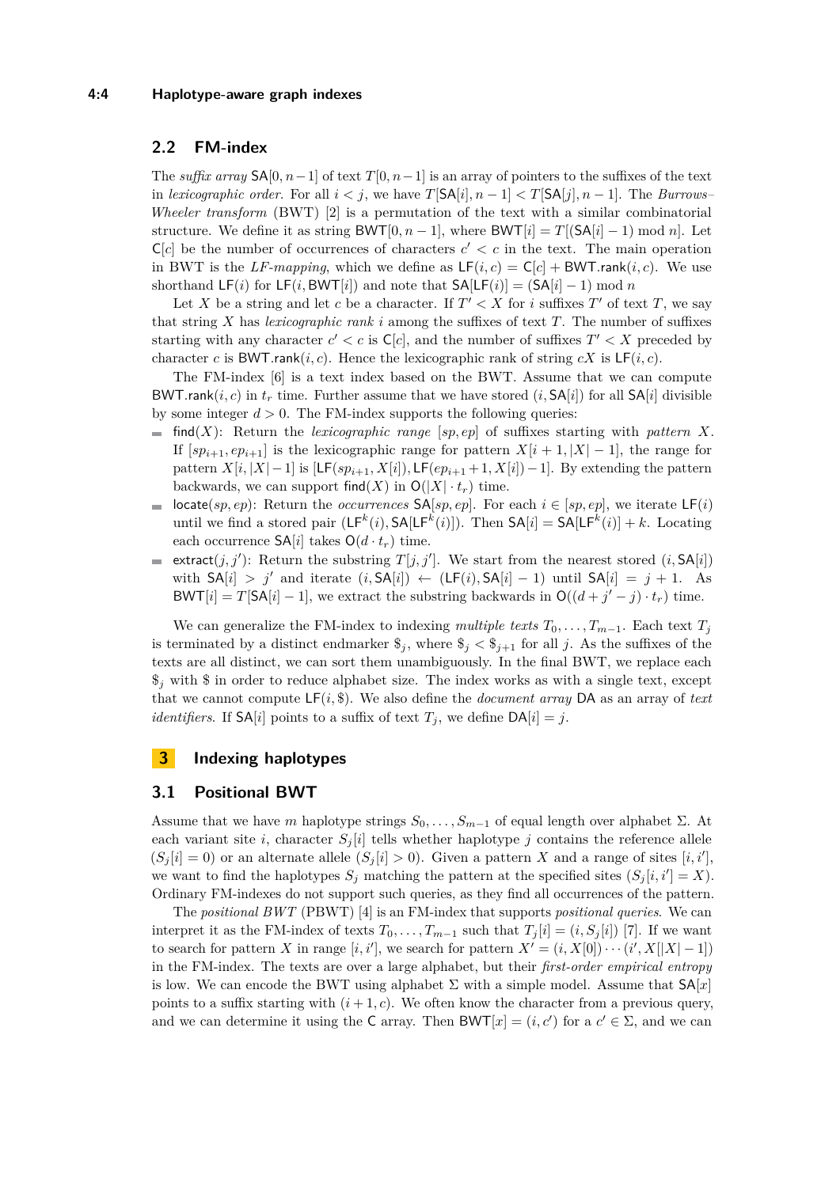## 2.2 FM-index

The *suffix array* $\mathsf{SA}[0, n-1]$ of text $T[0, n-1]$ is an array of pointers to the suffixes of the text in *lexicographic order*. For all $i < j$, we have $T[\mathsf{SA}[i], n-1] < T[\mathsf{SA}[j], n-1]$. The *Burrows–Wheeler transform* (BWT) [2] is a permutation of the text with a similar combinatorial structure. We define it as string $\mathsf{BWT}[0, n-1]$, where $\mathsf{BWT}[i] = T[(\mathsf{SA}[i]-1) \bmod n]$. Let $\mathsf{C}[c]$ be the number of occurrences of characters $c' < c$ in the text. The main operation in BWT is the *LF-mapping*, which we define as $\mathsf{LF}(i, c) = \mathsf{C}[c] + \mathsf{BWT}.\mathsf{rank}(i, c)$. We use shorthand $\mathsf{LF}(i)$ for $\mathsf{LF}(i, \mathsf{BWT}[i])$ and note that $\mathsf{SA}[\mathsf{LF}(i)] = (\mathsf{SA}[i] - 1) \bmod n$

Let $X$ be a string and let $c$ be a character. If $T' < X$ for $i$ suffixes $T'$ of text $T$, we say that string $X$ has *lexicographic rank* $i$ among the suffixes of text $T$. The number of suffixes starting with any character $c' < c$ is $\mathsf{C}[c]$, and the number of suffixes $T' < X$ preceded by character $c$ is $\mathsf{BWT}.\mathsf{rank}(i, c)$. Hence the lexicographic rank of string $cX$ is $\mathsf{LF}(i, c)$.

The FM-index [6] is a text index based on the BWT. Assume that we can compute $\mathsf{BWT}.\mathsf{rank}(i, c)$ in $t_r$ time. Further assume that we have stored $(i, \mathsf{SA}[i])$ for all $\mathsf{SA}[i]$ divisible by some integer $d > 0$. The FM-index supports the following queries:

- $\mathsf{find}(X)$: Return the *lexicographic range* $[sp, ep]$ of suffixes starting with *pattern* $X$. If $[sp_{i+1}, ep_{i+1}]$ is the lexicographic range for pattern $X[i+1, |X|-1]$, the range for pattern $X[i, |X|-1]$ is $[\mathsf{LF}(sp_{i+1}, X[i]), \mathsf{LF}(ep_{i+1}+1, X[i])-1]$. By extending the pattern backwards, we can support $\mathsf{find}(X)$ in $\mathsf{O}(|X| \cdot t_r)$ time.
- $\mathsf{locate}(sp, ep)$: Return the *occurrences* $\mathsf{SA}[sp, ep]$. For each $i \in [sp, ep]$, we iterate $\mathsf{LF}(i)$ until we find a stored pair $(\mathsf{LF}^k(i), \mathsf{SA}[\mathsf{LF}^k(i)])$. Then $\mathsf{SA}[i] = \mathsf{SA}[\mathsf{LF}^k(i)] + k$. Locating each occurrence $\mathsf{SA}[i]$ takes $\mathsf{O}(d \cdot t_r)$ time.
- $\mathsf{extract}(j, j')$: Return the substring $T[j, j']$. We start from the nearest stored $(i, \mathsf{SA}[i])$ with $\mathsf{SA}[i] > j'$ and iterate $(i, \mathsf{SA}[i]) \leftarrow (\mathsf{LF}(i), \mathsf{SA}[i]-1)$ until $\mathsf{SA}[i] = j+1$. As $\mathsf{BWT}[i] = T[\mathsf{SA}[i]-1]$, we extract the substring backwards in $\mathsf{O}((d + j' - j) \cdot t_r)$ time.

We can generalize the FM-index to indexing *multiple texts* $T_0, \ldots, T_{m-1}$. Each text $T_j$ is terminated by a distinct endmarker $\$_j$, where $\$_j < \$_{j+1}$ for all $j$. As the suffixes of the texts are all distinct, we can sort them unambiguously. In the final BWT, we replace each $\$_j$ with $\$$ in order to reduce alphabet size. The index works as with a single text, except that we cannot compute $\mathsf{LF}(i, \$)$. We also define the *document array* $\mathsf{DA}$ as an array of *text identifiers*. If $\mathsf{SA}[i]$ points to a suffix of text $T_j$, we define $\mathsf{DA}[i] = j$.

# 3 Indexing haplotypes

## 3.1 Positional BWT

Assume that we have $m$ haplotype strings $S_0, \ldots, S_{m-1}$ of equal length over alphabet $\Sigma$. At each variant site $i$, character $S_j[i]$ tells whether haplotype $j$ contains the reference allele ($S_j[i] = 0$) or an alternate allele ($S_j[i] > 0$). Given a pattern $X$ and a range of sites $[i, i']$, we want to find the haplotypes $S_j$ matching the pattern at the specified sites ($S_j[i, i'] = X$). Ordinary FM-indexes do not support such queries, as they find all occurrences of the pattern.

The *positional BWT* (PBWT) [4] is an FM-index that supports *positional queries*. We can interpret it as the FM-index of texts $T_0, \ldots, T_{m-1}$ such that $T_j[i] = (i, S_j[i])$ [7]. If we want to search for pattern $X$ in range $[i, i']$, we search for pattern $X' = (i, X[0]) \cdots (i', X[|X|-1])$ in the FM-index. The texts are over a large alphabet, but their *first-order empirical entropy* is low. We can encode the BWT using alphabet $\Sigma$ with a simple model. Assume that $\mathsf{SA}[x]$ points to a suffix starting with $(i+1, c)$. We often know the character from a previous query, and we can determine it using the $\mathsf{C}$ array. Then $\mathsf{BWT}[x] = (i, c')$ for a $c' \in \Sigma$, and we can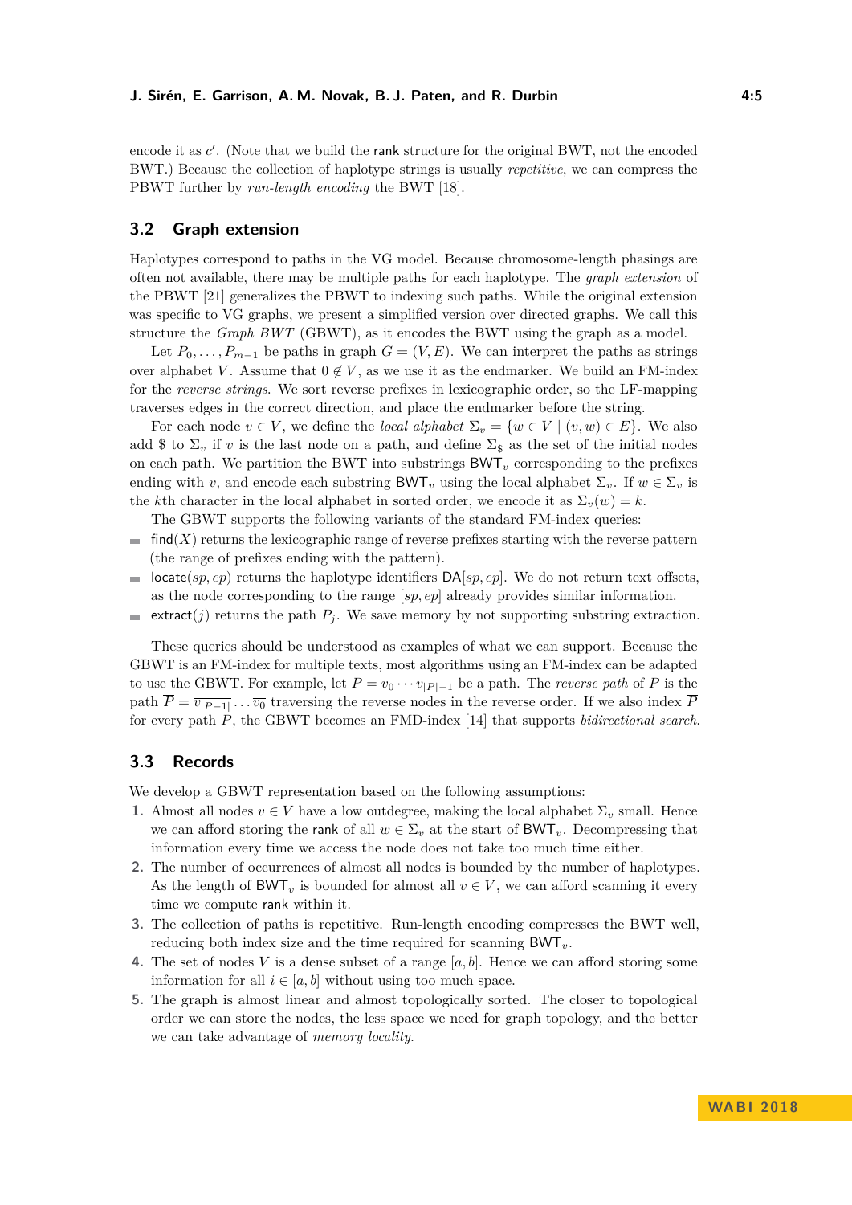encode it as $c'$. (Note that we build the rank structure for the original BWT, not the encoded BWT.) Because the collection of haplotype strings is usually *repetitive*, we can compress the PBWT further by *run-length encoding* the BWT [18].

## 3.2 Graph extension

Haplotypes correspond to paths in the VG model. Because chromosome-length phasings are often not available, there may be multiple paths for each haplotype. The *graph extension* of the PBWT [21] generalizes the PBWT to indexing such paths. While the original extension was specific to VG graphs, we present a simplified version over directed graphs. We call this structure the *Graph BWT* (GBWT), as it encodes the BWT using the graph as a model.

Let $P_0, \ldots, P_{m-1}$ be paths in graph $G = (V, E)$. We can interpret the paths as strings over alphabet $V$. Assume that $0 \notin V$, as we use it as the endmarker. We build an FM-index for the *reverse strings*. We sort reverse prefixes in lexicographic order, so the LF-mapping traverses edges in the correct direction, and place the endmarker before the string.

For each node $v \in V$, we define the *local alphabet* $\Sigma_v = \{w \in V \mid (v, w) \in E\}$. We also add \$ to $\Sigma_v$ if $v$ is the last node on a path, and define $\Sigma_\$$ as the set of the initial nodes on each path. We partition the BWT into substrings $\mathsf{BWT}_v$ corresponding to the prefixes ending with $v$, and encode each substring $\mathsf{BWT}_v$ using the local alphabet $\Sigma_v$. If $w \in \Sigma_v$ is the $k$th character in the local alphabet in sorted order, we encode it as $\Sigma_v(w) = k$.

The GBWT supports the following variants of the standard FM-index queries:

- $\mathsf{find}(X)$ returns the lexicographic range of reverse prefixes starting with the reverse pattern (the range of prefixes ending with the pattern).
- $\mathsf{locate}(sp, ep)$ returns the haplotype identifiers $\mathsf{DA}[sp, ep]$. We do not return text offsets, as the node corresponding to the range $[sp, ep]$ already provides similar information.
- $\mathsf{extract}(j)$ returns the path $P_j$. We save memory by not supporting substring extraction.

These queries should be understood as examples of what we can support. Because the GBWT is an FM-index for multiple texts, most algorithms using an FM-index can be adapted to use the GBWT. For example, let $P = v_0 \cdots v_{|P|-1}$ be a path. The *reverse path* of $P$ is the path $\overline{P} = \overline{v_{|P-1|}} \ldots \overline{v_0}$ traversing the reverse nodes in the reverse order. If we also index $\overline{P}$ for every path $P$, the GBWT becomes an FMD-index [14] that supports *bidirectional search*.

## 3.3 Records

We develop a GBWT representation based on the following assumptions:

1. Almost all nodes $v \in V$ have a low outdegree, making the local alphabet $\Sigma_v$ small. Hence we can afford storing the rank of all $w \in \Sigma_v$ at the start of $\mathsf{BWT}_v$. Decompressing that information every time we access the node does not take too much time either.
2. The number of occurrences of almost all nodes is bounded by the number of haplotypes. As the length of $\mathsf{BWT}_v$ is bounded for almost all $v \in V$, we can afford scanning it every time we compute rank within it.
3. The collection of paths is repetitive. Run-length encoding compresses the BWT well, reducing both index size and the time required for scanning $\mathsf{BWT}_v$.
4. The set of nodes $V$ is a dense subset of a range $[a, b]$. Hence we can afford storing some information for all $i \in [a, b]$ without using too much space.
5. The graph is almost linear and almost topologically sorted. The closer to topological order we can store the nodes, the less space we need for graph topology, and the better we can take advantage of *memory locality*.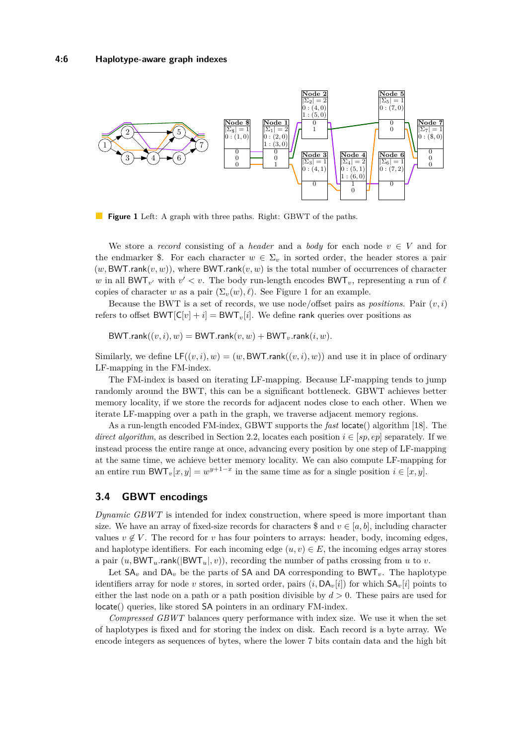**Figure 1** Left: A graph with three paths. Right: GBWT of the paths.

We store a *record* consisting of a *header* and a *body* for each node $v \in V$ and for the endmarker \$. For each character $w \in \Sigma_v$ in sorted order, the header stores a pair $(w, \mathsf{BWT}.\mathsf{rank}(v, w))$, where $\mathsf{BWT}.\mathsf{rank}(v, w)$ is the total number of occurrences of character $w$ in all $\mathsf{BWT}_{v'}$ with $v' < v$. The body run-length encodes $\mathsf{BWT}_v$, representing a run of $\ell$ copies of character $w$ as a pair $(\Sigma_v(w), \ell)$. See Figure 1 for an example.

Because the BWT is a set of records, we use node/offset pairs as *positions*. Pair $(v, i)$ refers to offset $\mathsf{BWT}[\mathsf{C}[v] + i] = \mathsf{BWT}_v[i]$. We define rank queries over positions as

$$\mathsf{BWT}.\mathsf{rank}((v, i), w) = \mathsf{BWT}.\mathsf{rank}(v, w) + \mathsf{BWT}_v.\mathsf{rank}(i, w).$$

Similarly, we define $\mathsf{LF}((v, i), w) = (w, \mathsf{BWT}.\mathsf{rank}((v, i), w))$ and use it in place of ordinary LF-mapping in the FM-index.

The FM-index is based on iterating LF-mapping. Because LF-mapping tends to jump randomly around the BWT, this can be a significant bottleneck. GBWT achieves better memory locality, if we store the records for adjacent nodes close to each other. When we iterate LF-mapping over a path in the graph, we traverse adjacent memory regions.

As a run-length encoded FM-index, GBWT supports the *fast* locate() algorithm [18]. The *direct algorithm*, as described in Section 2.2, locates each position $i \in [sp, ep]$ separately. If we instead process the entire range at once, advancing every position by one step of LF-mapping at the same time, we achieve better memory locality. We can also compute LF-mapping for an entire run $\mathsf{BWT}_v[x, y] = w^{y+1-x}$ in the same time as for a single position $i \in [x, y]$.

## 3.4 GBWT encodings

*Dynamic GBWT* is intended for index construction, where speed is more important than size. We have an array of fixed-size records for characters \$ and $v \in [a, b]$, including character values $v \notin V$. The record for $v$ has four pointers to arrays: header, body, incoming edges, and haplotype identifiers. For each incoming edge $(u, v) \in E$, the incoming edges array stores a pair $(u, \mathsf{BWT}_u.\mathsf{rank}(|\mathsf{BWT}_u|, v))$, recording the number of paths crossing from $u$ to $v$.

Let $\mathsf{SA}_v$ and $\mathsf{DA}_v$ be the parts of SA and DA corresponding to $\mathsf{BWT}_v$. The haplotype identifiers array for node $v$ stores, in sorted order, pairs $(i, \mathsf{DA}_v[i])$ for which $\mathsf{SA}_v[i]$ points to either the last node on a path or a path position divisible by $d > 0$. These pairs are used for locate() queries, like stored SA pointers in an ordinary FM-index.

*Compressed GBWT* balances query performance with index size. We use it when the set of haplotypes is fixed and for storing the index on disk. Each record is a byte array. We encode integers as sequences of bytes, where the lower 7 bits contain data and the high bit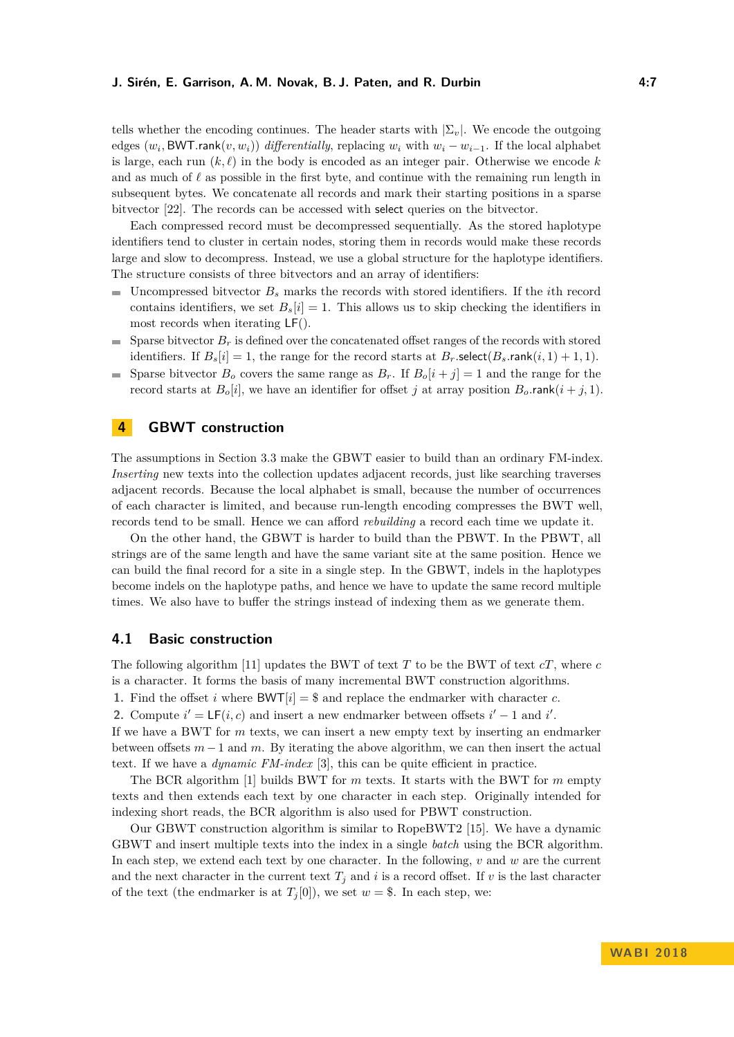tells whether the encoding continues. The header starts with $|\Sigma_v|$. We encode the outgoing edges $(w_i, \mathsf{BWT}.\mathsf{rank}(v, w_i))$ *differentially*, replacing $w_i$ with $w_i - w_{i-1}$. If the local alphabet is large, each run $(k, \ell)$ in the body is encoded as an integer pair. Otherwise we encode $k$ and as much of $\ell$ as possible in the first byte, and continue with the remaining run length in subsequent bytes. We concatenate all records and mark their starting positions in a sparse bitvector [22]. The records can be accessed with select queries on the bitvector.

Each compressed record must be decompressed sequentially. As the stored haplotype identifiers tend to cluster in certain nodes, storing them in records would make these records large and slow to decompress. Instead, we use a global structure for the haplotype identifiers. The structure consists of three bitvectors and an array of identifiers:

- Uncompressed bitvector $B_s$ marks the records with stored identifiers. If the $i$th record contains identifiers, we set $B_s[i] = 1$. This allows us to skip checking the identifiers in most records when iterating $\mathsf{LF}()$.
- Sparse bitvector $B_r$ is defined over the concatenated offset ranges of the records with stored identifiers. If $B_s[i] = 1$, the range for the record starts at $B_r.\mathsf{select}(B_s.\mathsf{rank}(i, 1) + 1, 1)$.
- Sparse bitvector $B_o$ covers the same range as $B_r$. If $B_o[i + j] = 1$ and the range for the record starts at $B_o[i]$, we have an identifier for offset $j$ at array position $B_o.\mathsf{rank}(i + j, 1)$.

# 4 GBWT construction

The assumptions in Section 3.3 make the GBWT easier to build than an ordinary FM-index. *Inserting* new texts into the collection updates adjacent records, just like searching traverses adjacent records. Because the local alphabet is small, because the number of occurrences of each character is limited, and because run-length encoding compresses the BWT well, records tend to be small. Hence we can afford *rebuilding* a record each time we update it.

On the other hand, the GBWT is harder to build than the PBWT. In the PBWT, all strings are of the same length and have the same variant site at the same position. Hence we can build the final record for a site in a single step. In the GBWT, indels in the haplotypes become indels on the haplotype paths, and hence we have to update the same record multiple times. We also have to buffer the strings instead of indexing them as we generate them.

## 4.1 Basic construction

The following algorithm [11] updates the BWT of text $T$ to be the BWT of text $cT$, where $c$ is a character. It forms the basis of many incremental BWT construction algorithms.

1. Find the offset $i$ where $\mathsf{BWT}[i] = \$$ and replace the endmarker with character $c$.
2. Compute $i' = \mathsf{LF}(i, c)$ and insert a new endmarker between offsets $i' - 1$ and $i'$.

If we have a BWT for $m$ texts, we can insert a new empty text by inserting an endmarker between offsets $m - 1$ and $m$. By iterating the above algorithm, we can then insert the actual text. If we have a *dynamic FM-index* [3], this can be quite efficient in practice.

The BCR algorithm [1] builds BWT for $m$ texts. It starts with the BWT for $m$ empty texts and then extends each text by one character in each step. Originally intended for indexing short reads, the BCR algorithm is also used for PBWT construction.

Our GBWT construction algorithm is similar to RopeBWT2 [15]. We have a dynamic GBWT and insert multiple texts into the index in a single *batch* using the BCR algorithm. In each step, we extend each text by one character. In the following, $v$ and $w$ are the current and the next character in the current text $T_j$ and $i$ is a record offset. If $v$ is the last character of the text (the endmarker is at $T_j[0]$), we set $w = \$$. In each step, we: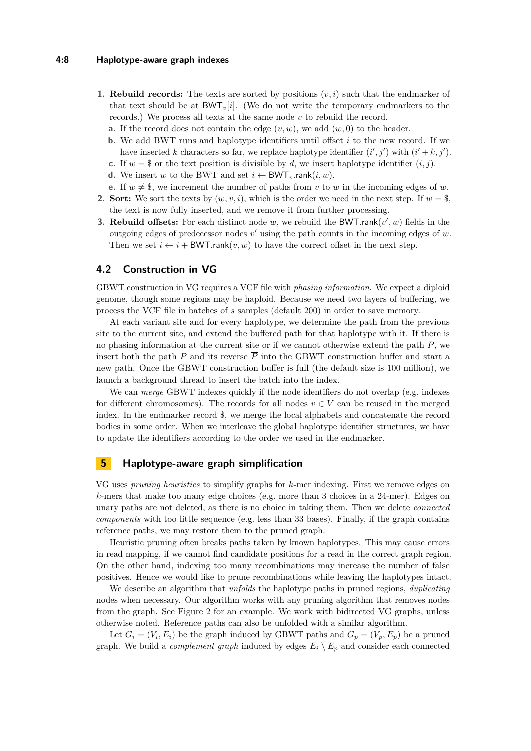1. **Rebuild records:** The texts are sorted by positions $(v, i)$ such that the endmarker of that text should be at $\mathsf{BWT}_v[i]$. (We do not write the temporary endmarkers to the records.) We process all texts at the same node $v$ to rebuild the record.
   a. If the record does not contain the edge $(v, w)$, we add $(w, 0)$ to the header.
   b. We add BWT runs and haplotype identifiers until offset $i$ to the new record. If we have inserted $k$ characters so far, we replace haplotype identifier $(i', j')$ with $(i' + k, j')$.
   c. If $w = \$$ or the text position is divisible by $d$, we insert haplotype identifier $(i, j)$.
   d. We insert $w$ to the BWT and set $i \leftarrow \mathsf{BWT}_v.\mathsf{rank}(i, w)$.
   e. If $w \neq \$$, we increment the number of paths from $v$ to $w$ in the incoming edges of $w$.
2. **Sort:** We sort the texts by $(w, v, i)$, which is the order we need in the next step. If $w = \$$, the text is now fully inserted, and we remove it from further processing.
3. **Rebuild offsets:** For each distinct node $w$, we rebuild the $\mathsf{BWT}.\mathsf{rank}(v', w)$ fields in the outgoing edges of predecessor nodes $v'$ using the path counts in the incoming edges of $w$. Then we set $i \leftarrow i + \mathsf{BWT}.\mathsf{rank}(v, w)$ to have the correct offset in the next step.

## 4.2 Construction in VG

GBWT construction in VG requires a VCF file with *phasing information*. We expect a diploid genome, though some regions may be haploid. Because we need two layers of buffering, we process the VCF file in batches of $s$ samples (default 200) in order to save memory.

At each variant site and for every haplotype, we determine the path from the previous site to the current site, and extend the buffered path for that haplotype with it. If there is no phasing information at the current site or if we cannot otherwise extend the path $P$, we insert both the path $P$ and its reverse $\overline{P}$ into the GBWT construction buffer and start a new path. Once the GBWT construction buffer is full (the default size is 100 million), we launch a background thread to insert the batch into the index.

We can *merge* GBWT indexes quickly if the node identifiers do not overlap (e.g. indexes for different chromosomes). The records for all nodes $v \in V$ can be reused in the merged index. In the endmarker record $\$$, we merge the local alphabets and concatenate the record bodies in some order. When we interleave the global haplotype identifier structures, we have to update the identifiers according to the order we used in the endmarker.

# 5 Haplotype-aware graph simplification

VG uses *pruning heuristics* to simplify graphs for $k$-mer indexing. First we remove edges on $k$-mers that make too many edge choices (e.g. more than 3 choices in a 24-mer). Edges on unary paths are not deleted, as there is no choice in taking them. Then we delete *connected components* with too little sequence (e.g. less than 33 bases). Finally, if the graph contains reference paths, we may restore them to the pruned graph.

Heuristic pruning often breaks paths taken by known haplotypes. This may cause errors in read mapping, if we cannot find candidate positions for a read in the correct graph region. On the other hand, indexing too many recombinations may increase the number of false positives. Hence we would like to prune recombinations while leaving the haplotypes intact.

We describe an algorithm that *unfolds* the haplotype paths in pruned regions, *duplicating* nodes when necessary. Our algorithm works with any pruning algorithm that removes nodes from the graph. See Figure 2 for an example. We work with bidirected VG graphs, unless otherwise noted. Reference paths can also be unfolded with a similar algorithm.

Let $G_i = (V_i, E_i)$ be the graph induced by GBWT paths and $G_p = (V_p, E_p)$ be a pruned graph. We build a *complement graph* induced by edges $E_i \setminus E_p$ and consider each connected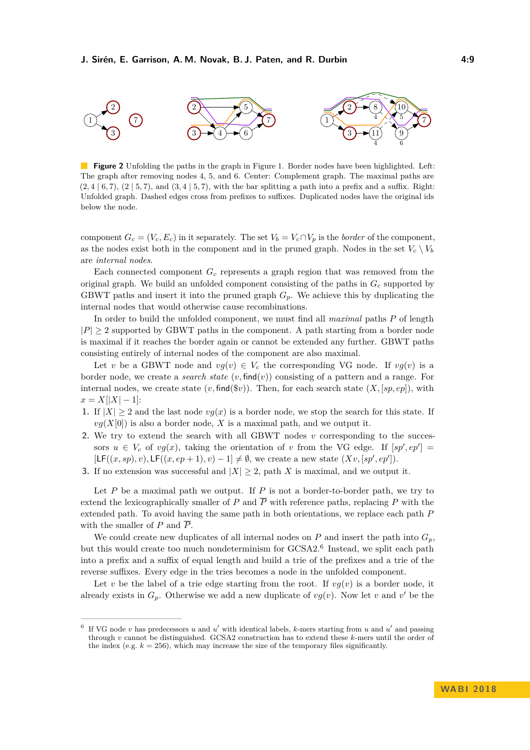**Figure 2** Unfolding the paths in the graph in Figure 1. Border nodes have been highlighted. Left: The graph after removing nodes 4, 5, and 6. Center: Complement graph. The maximal paths are $(2, 4 \mid 6, 7)$, $(2 \mid 5, 7)$, and $(3, 4 \mid 5, 7)$, with the bar splitting a path into a prefix and a suffix. Right: Unfolded graph. Dashed edges cross from prefixes to suffixes. Duplicated nodes have the original ids below the node.

component $G_c = (V_c, E_c)$ in it separately. The set $V_b = V_c \cap V_p$ is the *border* of the component, as the nodes exist both in the component and in the pruned graph. Nodes in the set $V_c \setminus V_b$ are *internal nodes*.

Each connected component $G_c$ represents a graph region that was removed from the original graph. We build an unfolded component consisting of the paths in $G_c$ supported by GBWT paths and insert it into the pruned graph $G_p$. We achieve this by duplicating the internal nodes that would otherwise cause recombinations.

In order to build the unfolded component, we must find all *maximal* paths $P$ of length $|P| \geq 2$ supported by GBWT paths in the component. A path starting from a border node is maximal if it reaches the border again or cannot be extended any further. GBWT paths consisting entirely of internal nodes of the component are also maximal.

Let $v$ be a GBWT node and $vg(v) \in V_c$ the corresponding VG node. If $vg(v)$ is a border node, we create a *search state* $(v, \mathsf{find}(v))$ consisting of a pattern and a range. For internal nodes, we create state $(v, \mathsf{find}(\$v))$. Then, for each search state $(X, [sp, ep])$, with $x = X[|X| - 1]$:

1. If $|X| \geq 2$ and the last node $vg(x)$ is a border node, we stop the search for this state. If $vg(X[0])$ is also a border node, $X$ is a maximal path, and we output it.
2. We try to extend the search with all GBWT nodes $v$ corresponding to the successors $u \in V_c$ of $vg(x)$, taking the orientation of $v$ from the VG edge. If $[sp', ep'] = [\mathsf{LF}((x, sp), v), \mathsf{LF}((x, ep + 1), v) - 1] \neq \emptyset$, we create a new state $(Xv, [sp', ep'])$.
3. If no extension was successful and $|X| \geq 2$, path $X$ is maximal, and we output it.

Let $P$ be a maximal path we output. If $P$ is not a border-to-border path, we try to extend the lexicographically smaller of $P$ and $\overline{P}$ with reference paths, replacing $P$ with the extended path. To avoid having the same path in both orientations, we replace each path $P$ with the smaller of $P$ and $\overline{P}$.

We could create new duplicates of all internal nodes on $P$ and insert the path into $G_p$, but this would create too much nondeterminism for GCSA2.[6] Instead, we split each path into a prefix and a suffix of equal length and build a trie of the prefixes and a trie of the reverse suffixes. Every edge in the tries becomes a node in the unfolded component.

Let $v$ be the label of a trie edge starting from the root. If $vg(v)$ is a border node, it already exists in $G_p$. Otherwise we add a new duplicate of $vg(v)$. Now let $v$ and $v'$ be the

---

[6] If VG node $v$ has predecessors $u$ and $u'$ with identical labels, $k$-mers starting from $u$ and $u'$ and passing through $v$ cannot be distinguished. GCSA2 construction has to extend these $k$-mers until the order of the index (e.g. $k = 256$), which may increase the size of the temporary files significantly.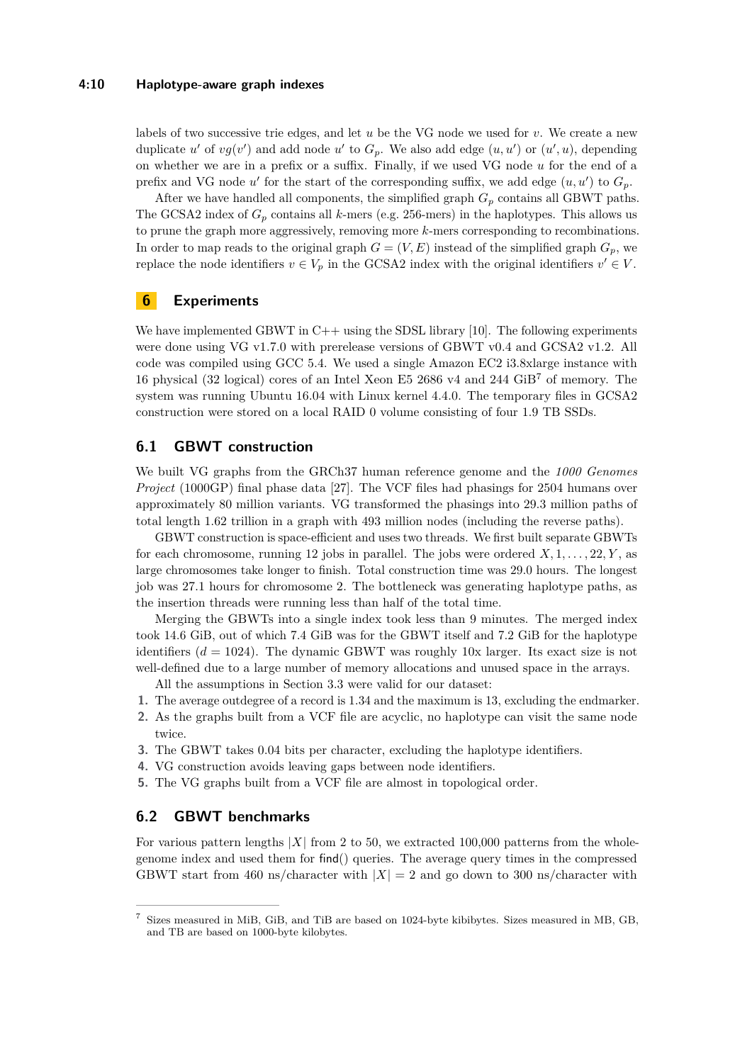labels of two successive trie edges, and let $u$ be the VG node we used for $v$. We create a new duplicate $u'$ of $vg(v')$ and add node $u'$ to $G_p$. We also add edge $(u, u')$ or $(u', u)$, depending on whether we are in a prefix or a suffix. Finally, if we used VG node $u$ for the end of a prefix and VG node $u'$ for the start of the corresponding suffix, we add edge $(u, u')$ to $G_p$.

After we have handled all components, the simplified graph $G_p$ contains all GBWT paths. The GCSA2 index of $G_p$ contains all $k$-mers (e.g. 256-mers) in the haplotypes. This allows us to prune the graph more aggressively, removing more $k$-mers corresponding to recombinations. In order to map reads to the original graph $G = (V, E)$ instead of the simplified graph $G_p$, we replace the node identifiers $v \in V_p$ in the GCSA2 index with the original identifiers $v' \in V$.

## 6 Experiments

We have implemented GBWT in C++ using the SDSL library [10]. The following experiments were done using VG v1.7.0 with prerelease versions of GBWT v0.4 and GCSA2 v1.2. All code was compiled using GCC 5.4. We used a single Amazon EC2 i3.8xlarge instance with 16 physical (32 logical) cores of an Intel Xeon E5 2686 v4 and 244 GiB[7] of memory. The system was running Ubuntu 16.04 with Linux kernel 4.4.0. The temporary files in GCSA2 construction were stored on a local RAID 0 volume consisting of four 1.9 TB SSDs.

### 6.1 GBWT construction

We built VG graphs from the GRCh37 human reference genome and the *1000 Genomes Project* (1000GP) final phase data [27]. The VCF files had phasings for 2504 humans over approximately 80 million variants. VG transformed the phasings into 29.3 million paths of total length 1.62 trillion in a graph with 493 million nodes (including the reverse paths).

GBWT construction is space-efficient and uses two threads. We first built separate GBWTs for each chromosome, running 12 jobs in parallel. The jobs were ordered $X, 1, \ldots, 22, Y$, as large chromosomes take longer to finish. Total construction time was 29.0 hours. The longest job was 27.1 hours for chromosome 2. The bottleneck was generating haplotype paths, as the insertion threads were running less than half of the total time.

Merging the GBWTs into a single index took less than 9 minutes. The merged index took 14.6 GiB, out of which 7.4 GiB was for the GBWT itself and 7.2 GiB for the haplotype identifiers ($d = 1024$). The dynamic GBWT was roughly 10x larger. Its exact size is not well-defined due to a large number of memory allocations and unused space in the arrays.

All the assumptions in Section 3.3 were valid for our dataset:

1. The average outdegree of a record is 1.34 and the maximum is 13, excluding the endmarker.
2. As the graphs built from a VCF file are acyclic, no haplotype can visit the same node twice.
3. The GBWT takes 0.04 bits per character, excluding the haplotype identifiers.
4. VG construction avoids leaving gaps between node identifiers.
5. The VG graphs built from a VCF file are almost in topological order.

### 6.2 GBWT benchmarks

For various pattern lengths $|X|$ from 2 to 50, we extracted 100,000 patterns from the whole-genome index and used them for find() queries. The average query times in the compressed GBWT start from 460 ns/character with $|X| = 2$ and go down to 300 ns/character with

[7] Sizes measured in MiB, GiB, and TiB are based on 1024-byte kibibytes. Sizes measured in MB, GB, and TB are based on 1000-byte kilobytes.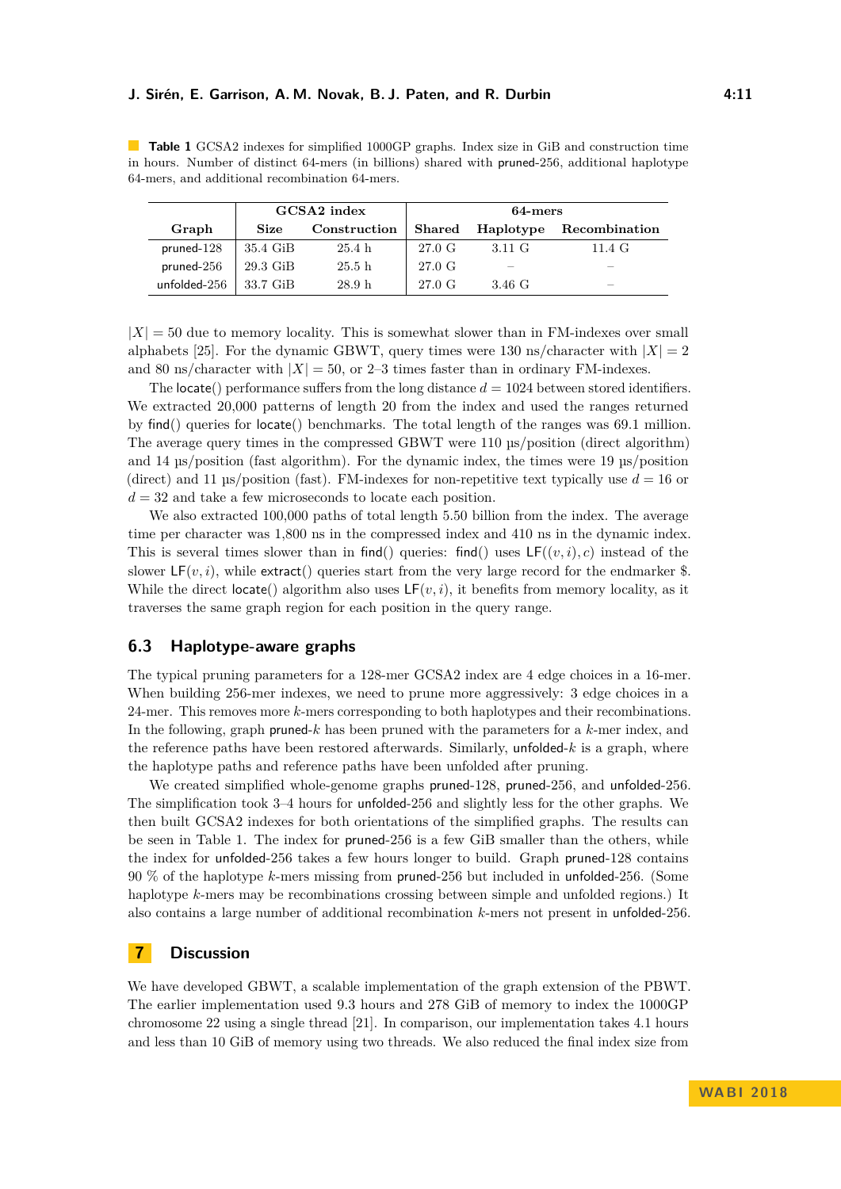**Table 1** GCSA2 indexes for simplified 1000GP graphs. Index size in GiB and construction time in hours. Number of distinct 64-mers (in billions) shared with pruned-256, additional haplotype 64-mers, and additional recombination 64-mers.

| | GCSA2 index | | 64-mers | | |
|---|---|---|---|---|---|
| Graph | Size | Construction | Shared | Haplotype | Recombination |
| pruned-128 | 35.4 GiB | 25.4 h | 27.0 G | 3.11 G | 11.4 G |
| pruned-256 | 29.3 GiB | 25.5 h | 27.0 G | – | – |
| unfolded-256 | 33.7 GiB | 28.9 h | 27.0 G | 3.46 G | – |

$|X| = 50$ due to memory locality. This is somewhat slower than in FM-indexes over small alphabets [25]. For the dynamic GBWT, query times were 130 ns/character with $|X| = 2$ and 80 ns/character with $|X| = 50$, or 2–3 times faster than in ordinary FM-indexes.

The locate() performance suffers from the long distance $d = 1024$ between stored identifiers. We extracted 20,000 patterns of length 20 from the index and used the ranges returned by find() queries for locate() benchmarks. The total length of the ranges was 69.1 million. The average query times in the compressed GBWT were 110 µs/position (direct algorithm) and 14 µs/position (fast algorithm). For the dynamic index, the times were 19 µs/position (direct) and 11 µs/position (fast). FM-indexes for non-repetitive text typically use $d = 16$ or $d = 32$ and take a few microseconds to locate each position.

We also extracted 100,000 paths of total length 5.50 billion from the index. The average time per character was 1,800 ns in the compressed index and 410 ns in the dynamic index. This is several times slower than in find() queries: find() uses $\mathsf{LF}((v, i), c)$ instead of the slower $\mathsf{LF}(v, i)$, while extract() queries start from the very large record for the endmarker \$. While the direct locate() algorithm also uses $\mathsf{LF}(v, i)$, it benefits from memory locality, as it traverses the same graph region for each position in the query range.

## 6.3 Haplotype-aware graphs

The typical pruning parameters for a 128-mer GCSA2 index are 4 edge choices in a 16-mer. When building 256-mer indexes, we need to prune more aggressively: 3 edge choices in a 24-mer. This removes more $k$-mers corresponding to both haplotypes and their recombinations. In the following, graph pruned-$k$ has been pruned with the parameters for a $k$-mer index, and the reference paths have been restored afterwards. Similarly, unfolded-$k$ is a graph, where the haplotype paths and reference paths have been unfolded after pruning.

We created simplified whole-genome graphs pruned-128, pruned-256, and unfolded-256. The simplification took 3–4 hours for unfolded-256 and slightly less for the other graphs. We then built GCSA2 indexes for both orientations of the simplified graphs. The results can be seen in Table 1. The index for pruned-256 is a few GiB smaller than the others, while the index for unfolded-256 takes a few hours longer to build. Graph pruned-128 contains 90 % of the haplotype $k$-mers missing from pruned-256 but included in unfolded-256. (Some haplotype $k$-mers may be recombinations crossing between simple and unfolded regions.) It also contains a large number of additional recombination $k$-mers not present in unfolded-256.

# 7 Discussion

We have developed GBWT, a scalable implementation of the graph extension of the PBWT. The earlier implementation used 9.3 hours and 278 GiB of memory to index the 1000GP chromosome 22 using a single thread [21]. In comparison, our implementation takes 4.1 hours and less than 10 GiB of memory using two threads. We also reduced the final index size from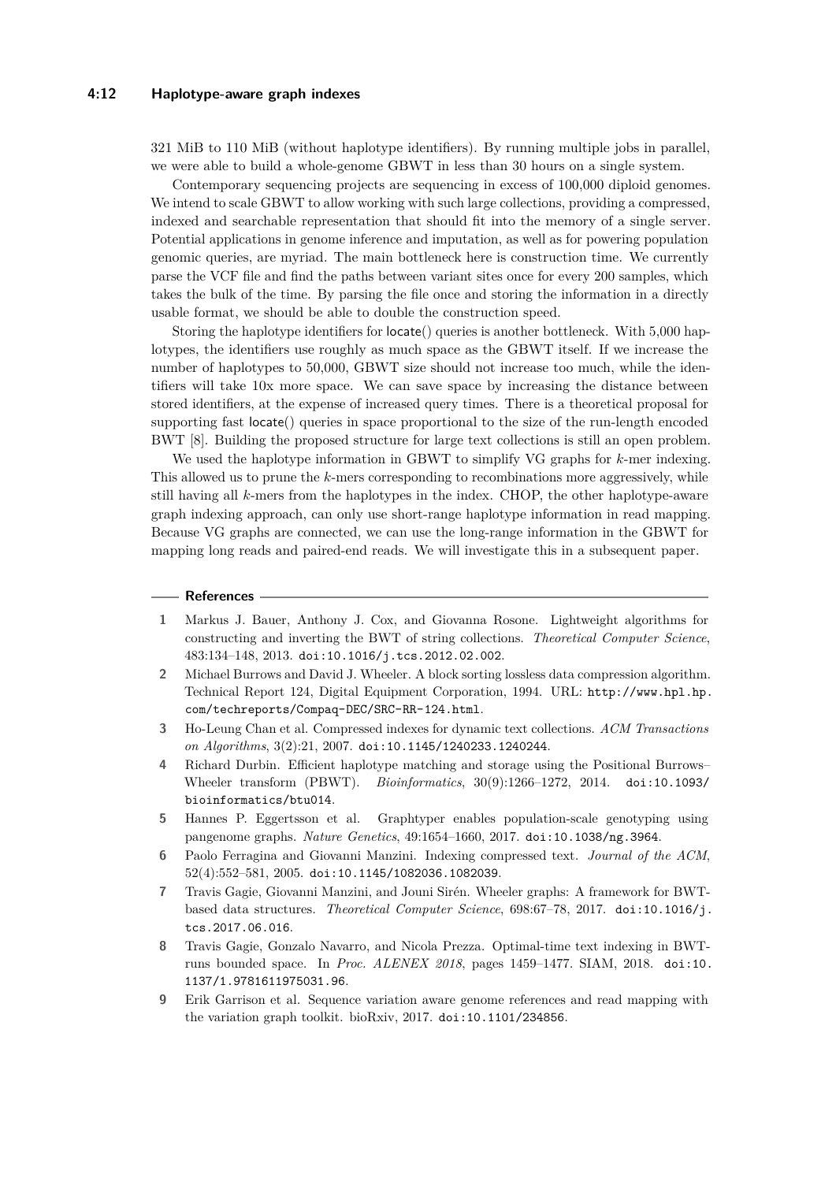321 MiB to 110 MiB (without haplotype identifiers). By running multiple jobs in parallel, we were able to build a whole-genome GBWT in less than 30 hours on a single system.

Contemporary sequencing projects are sequencing in excess of 100,000 diploid genomes. We intend to scale GBWT to allow working with such large collections, providing a compressed, indexed and searchable representation that should fit into the memory of a single server. Potential applications in genome inference and imputation, as well as for powering population genomic queries, are myriad. The main bottleneck here is construction time. We currently parse the VCF file and find the paths between variant sites once for every 200 samples, which takes the bulk of the time. By parsing the file once and storing the information in a directly usable format, we should be able to double the construction speed.

Storing the haplotype identifiers for locate() queries is another bottleneck. With 5,000 haplotypes, the identifiers use roughly as much space as the GBWT itself. If we increase the number of haplotypes to 50,000, GBWT size should not increase too much, while the identifiers will take 10x more space. We can save space by increasing the distance between stored identifiers, at the expense of increased query times. There is a theoretical proposal for supporting fast locate() queries in space proportional to the size of the run-length encoded BWT [8]. Building the proposed structure for large text collections is still an open problem.

We used the haplotype information in GBWT to simplify VG graphs for $k$-mer indexing. This allowed us to prune the $k$-mers corresponding to recombinations more aggressively, while still having all $k$-mers from the haplotypes in the index. CHOP, the other haplotype-aware graph indexing approach, can only use short-range haplotype information in read mapping. Because VG graphs are connected, we can use the long-range information in the GBWT for mapping long reads and paired-end reads. We will investigate this in a subsequent paper.

## References

1. Markus J. Bauer, Anthony J. Cox, and Giovanna Rosone. Lightweight algorithms for constructing and inverting the BWT of string collections. *Theoretical Computer Science*, 483:134–148, 2013. doi:10.1016/j.tcs.2012.02.002.
2. Michael Burrows and David J. Wheeler. A block sorting lossless data compression algorithm. Technical Report 124, Digital Equipment Corporation, 1994. URL: http://www.hpl.hp.com/techreports/Compaq-DEC/SRC-RR-124.html.
3. Ho-Leung Chan et al. Compressed indexes for dynamic text collections. *ACM Transactions on Algorithms*, 3(2):21, 2007. doi:10.1145/1240233.1240244.
4. Richard Durbin. Efficient haplotype matching and storage using the Positional Burrows–Wheeler transform (PBWT). *Bioinformatics*, 30(9):1266–1272, 2014. doi:10.1093/bioinformatics/btu014.
5. Hannes P. Eggertsson et al. Graphtyper enables population-scale genotyping using pangenome graphs. *Nature Genetics*, 49:1654–1660, 2017. doi:10.1038/ng.3964.
6. Paolo Ferragina and Giovanni Manzini. Indexing compressed text. *Journal of the ACM*, 52(4):552–581, 2005. doi:10.1145/1082036.1082039.
7. Travis Gagie, Giovanni Manzini, and Jouni Sirén. Wheeler graphs: A framework for BWT-based data structures. *Theoretical Computer Science*, 698:67–78, 2017. doi:10.1016/j.tcs.2017.06.016.
8. Travis Gagie, Gonzalo Navarro, and Nicola Prezza. Optimal-time text indexing in BWT-runs bounded space. In *Proc. ALENEX 2018*, pages 1459–1477. SIAM, 2018. doi:10.1137/1.9781611975031.96.
9. Erik Garrison et al. Sequence variation aware genome references and read mapping with the variation graph toolkit. bioRxiv, 2017. doi:10.1101/234856.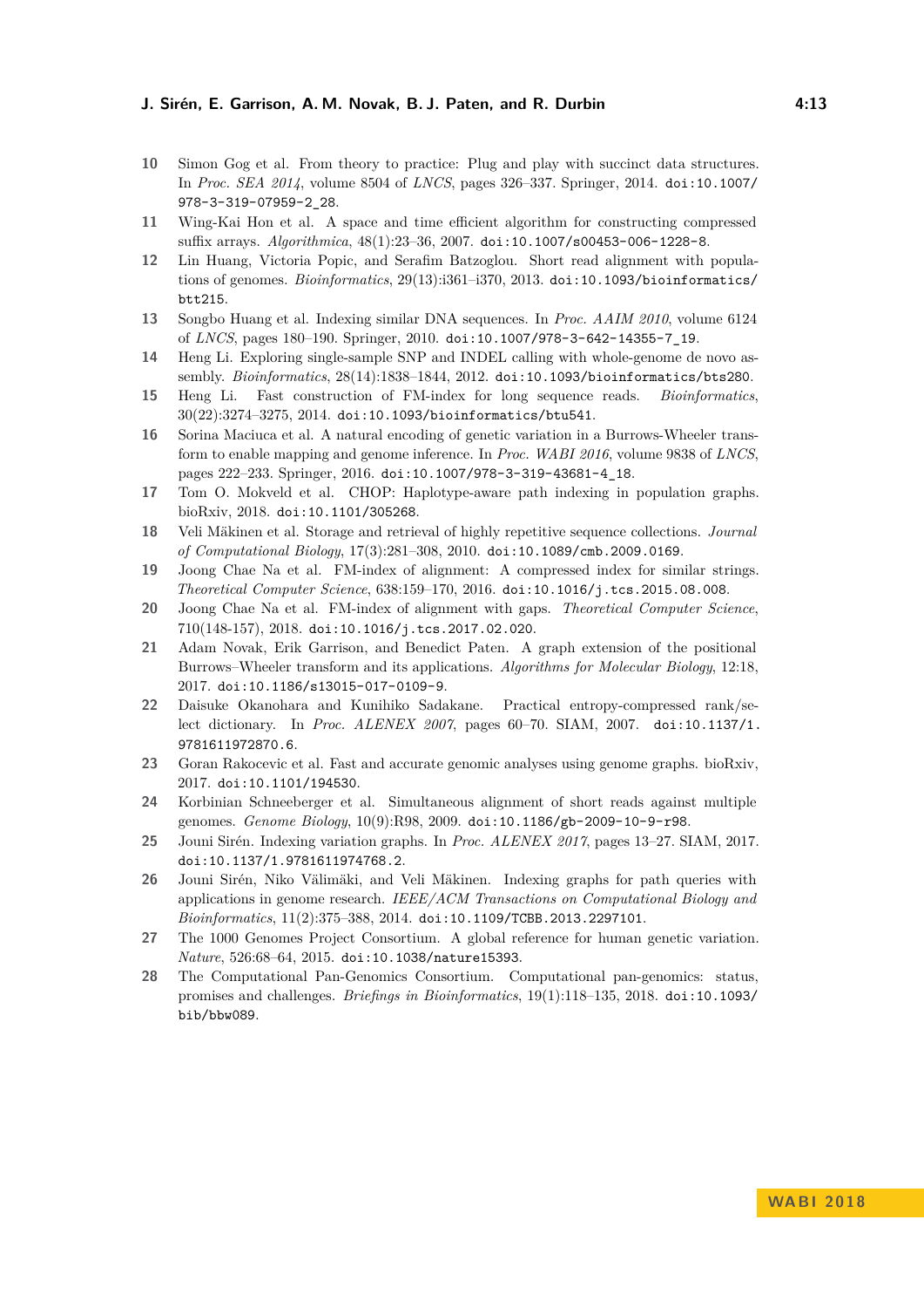10. Simon Gog et al. From theory to practice: Plug and play with succinct data structures. In *Proc. SEA 2014*, volume 8504 of *LNCS*, pages 326–337. Springer, 2014. doi:10.1007/978-3-319-07959-2_28.
11. Wing-Kai Hon et al. A space and time efficient algorithm for constructing compressed suffix arrays. *Algorithmica*, 48(1):23–36, 2007. doi:10.1007/s00453-006-1228-8.
12. Lin Huang, Victoria Popic, and Serafim Batzoglou. Short read alignment with populations of genomes. *Bioinformatics*, 29(13):i361–i370, 2013. doi:10.1093/bioinformatics/btt215.
13. Songbo Huang et al. Indexing similar DNA sequences. In *Proc. AAIM 2010*, volume 6124 of *LNCS*, pages 180–190. Springer, 2010. doi:10.1007/978-3-642-14355-7_19.
14. Heng Li. Exploring single-sample SNP and INDEL calling with whole-genome de novo assembly. *Bioinformatics*, 28(14):1838–1844, 2012. doi:10.1093/bioinformatics/bts280.
15. Heng Li. Fast construction of FM-index for long sequence reads. *Bioinformatics*, 30(22):3274–3275, 2014. doi:10.1093/bioinformatics/btu541.
16. Sorina Maciuca et al. A natural encoding of genetic variation in a Burrows-Wheeler transform to enable mapping and genome inference. In *Proc. WABI 2016*, volume 9838 of *LNCS*, pages 222–233. Springer, 2016. doi:10.1007/978-3-319-43681-4_18.
17. Tom O. Mokveld et al. CHOP: Haplotype-aware path indexing in population graphs. bioRxiv, 2018. doi:10.1101/305268.
18. Veli Mäkinen et al. Storage and retrieval of highly repetitive sequence collections. *Journal of Computational Biology*, 17(3):281–308, 2010. doi:10.1089/cmb.2009.0169.
19. Joong Chae Na et al. FM-index of alignment: A compressed index for similar strings. *Theoretical Computer Science*, 638:159–170, 2016. doi:10.1016/j.tcs.2015.08.008.
20. Joong Chae Na et al. FM-index of alignment with gaps. *Theoretical Computer Science*, 710(148-157), 2018. doi:10.1016/j.tcs.2017.02.020.
21. Adam Novak, Erik Garrison, and Benedict Paten. A graph extension of the positional Burrows–Wheeler transform and its applications. *Algorithms for Molecular Biology*, 12:18, 2017. doi:10.1186/s13015-017-0109-9.
22. Daisuke Okanohara and Kunihiko Sadakane. Practical entropy-compressed rank/select dictionary. In *Proc. ALENEX 2007*, pages 60–70. SIAM, 2007. doi:10.1137/1.9781611972870.6.
23. Goran Rakocevic et al. Fast and accurate genomic analyses using genome graphs. bioRxiv, 2017. doi:10.1101/194530.
24. Korbinian Schneeberger et al. Simultaneous alignment of short reads against multiple genomes. *Genome Biology*, 10(9):R98, 2009. doi:10.1186/gb-2009-10-9-r98.
25. Jouni Sirén. Indexing variation graphs. In *Proc. ALENEX 2017*, pages 13–27. SIAM, 2017. doi:10.1137/1.9781611974768.2.
26. Jouni Sirén, Niko Välimäki, and Veli Mäkinen. Indexing graphs for path queries with applications in genome research. *IEEE/ACM Transactions on Computational Biology and Bioinformatics*, 11(2):375–388, 2014. doi:10.1109/TCBB.2013.2297101.
27. The 1000 Genomes Project Consortium. A global reference for human genetic variation. *Nature*, 526:68–64, 2015. doi:10.1038/nature15393.
28. The Computational Pan-Genomics Consortium. Computational pan-genomics: status, promises and challenges. *Briefings in Bioinformatics*, 19(1):118–135, 2018. doi:10.1093/bib/bbw089.